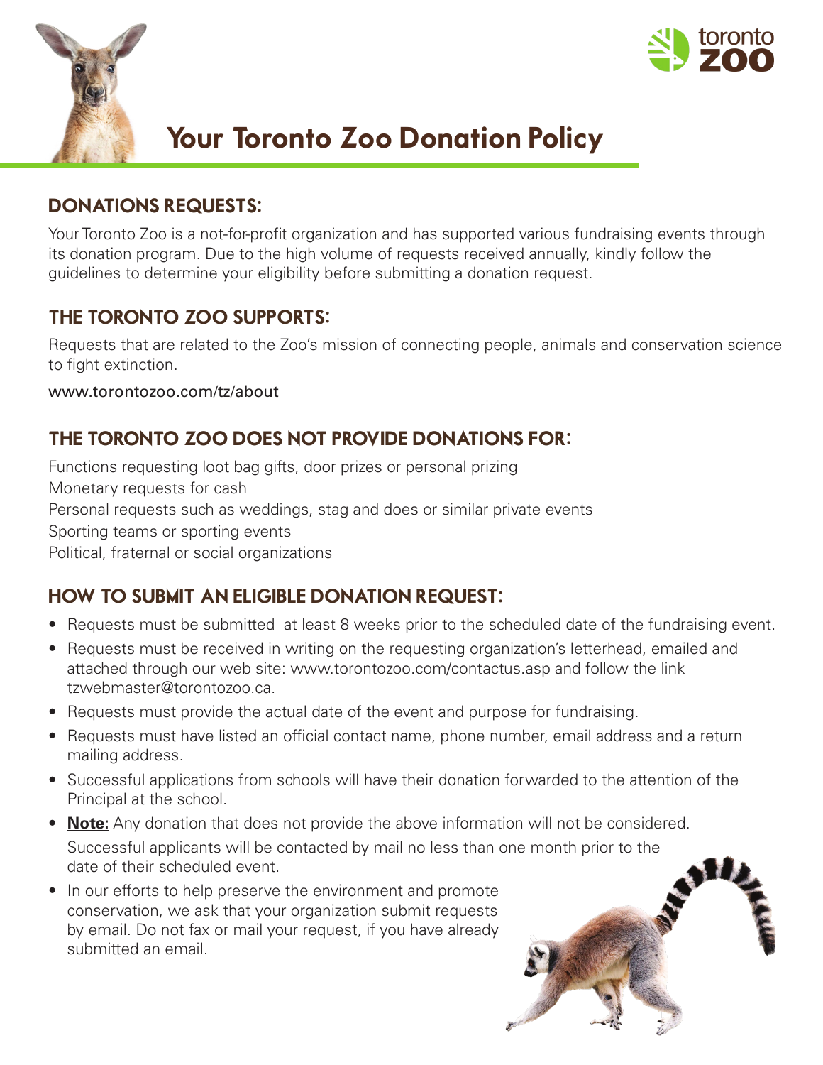# Your Toronto Zoo Donation Policy

## DONATIONS REQUESTS:

Your Toronto Zoo is a not-for-profit organization and has supported various fundraising events through its donation program. Due to the high volume of requests received annually, kindly follow the guidelines to determine your eligibility before submitting a donation request.

## THE TORONTO ZOO SUPPORTS:

Requests that are related to the Zoo's mission of connecting people, animals and conservation science to fight extinction.

www.torontozoo.com/tz/about

## THE TORONTO ZOO DOES NOT PROVIDE DONATIONS FOR:

Functions requesting loot bag gifts, door prizes or personal prizing
Monetary requests for cash
Personal requests such as weddings, stag and does or similar private events
Sporting teams or sporting events
Political, fraternal or social organizations

## HOW TO SUBMIT AN ELIGIBLE DONATION REQUEST:

- Requests must be submitted at least 8 weeks prior to the scheduled date of the fundraising event.
- Requests must be received in writing on the requesting organization's letterhead, emailed and attached through our web site: www.torontozoo.com/contactus.asp and follow the link tzwebmaster@torontozoo.ca.
- Requests must provide the actual date of the event and purpose for fundraising.
- Requests must have listed an official contact name, phone number, email address and a return mailing address.
- Successful applications from schools will have their donation forwarded to the attention of the Principal at the school.
- **Note:** Any donation that does not provide the above information will not be considered.

  Successful applicants will be contacted by mail no less than one month prior to the date of their scheduled event.
- In our efforts to help preserve the environment and promote conservation, we ask that your organization submit requests by email. Do not fax or mail your request, if you have already submitted an email.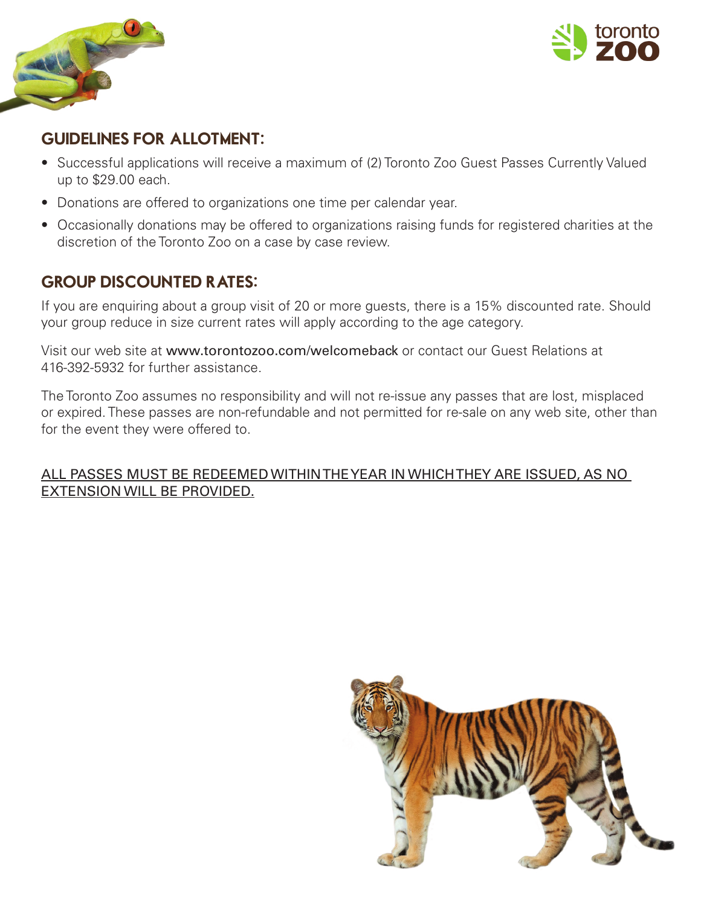## GUIDELINES FOR ALLOTMENT:

- Successful applications will receive a maximum of (2) Toronto Zoo Guest Passes Currently Valued up to $29.00 each.
- Donations are offered to organizations one time per calendar year.
- Occasionally donations may be offered to organizations raising funds for registered charities at the discretion of the Toronto Zoo on a case by case review.

## GROUP DISCOUNTED RATES:

If you are enquiring about a group visit of 20 or more guests, there is a 15% discounted rate. Should your group reduce in size current rates will apply according to the age category.

Visit our web site at www.torontozoo.com/welcomeback or contact our Guest Relations at 416-392-5932 for further assistance.

The Toronto Zoo assumes no responsibility and will not re-issue any passes that are lost, misplaced or expired. These passes are non-refundable and not permitted for re-sale on any web site, other than for the event they were offered to.

ALL PASSES MUST BE REDEEMED WITHIN THE YEAR IN WHICH THEY ARE ISSUED, AS NO EXTENSION WILL BE PROVIDED.